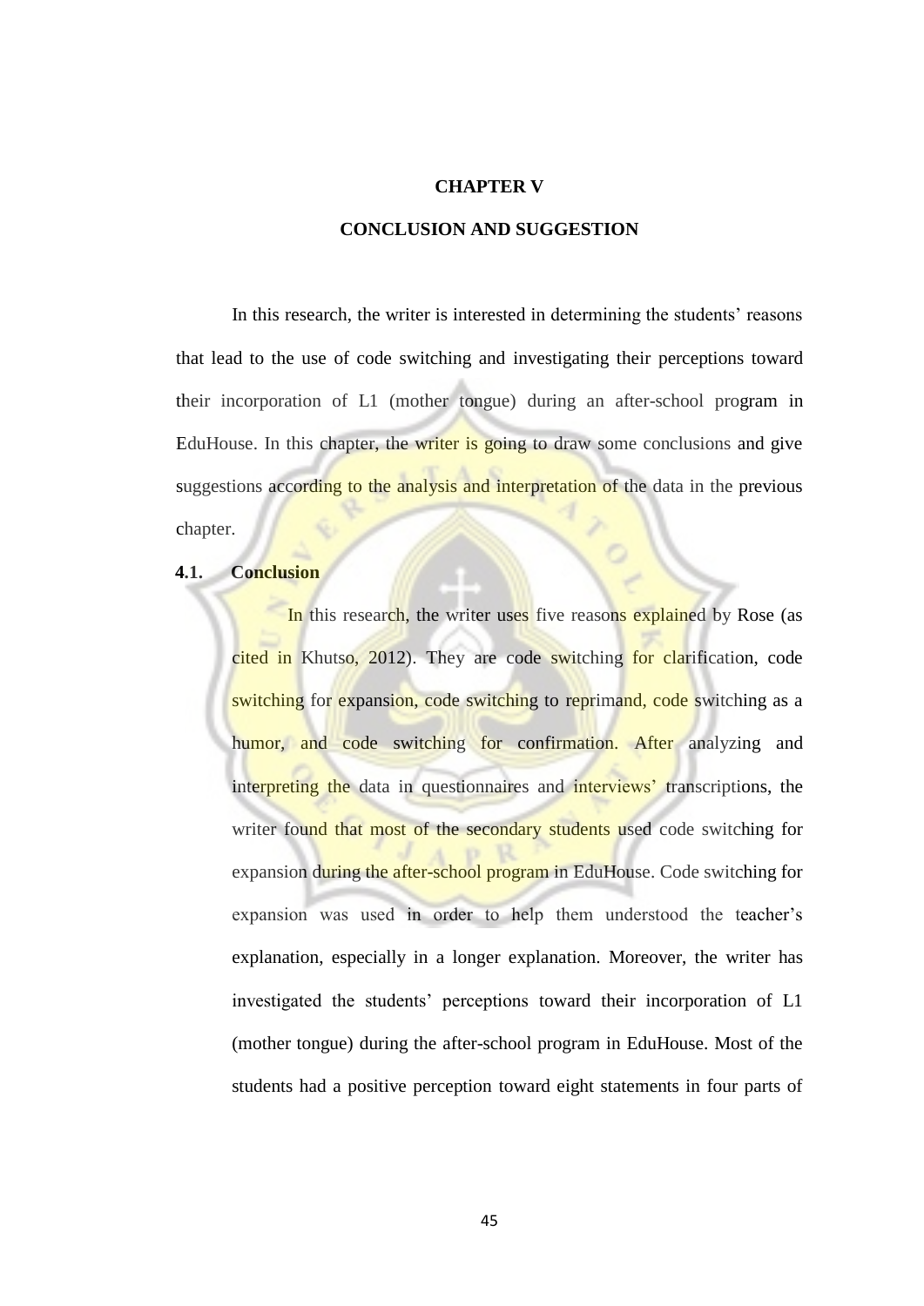# CHAPTER V

# CONCLUSION AND SUGGESTION

In this research, the writer is interested in determining the students' reasons that lead to the use of code switching and investigating their perceptions toward their incorporation of L1 (mother tongue) during an after-school program in EduHouse. In this chapter, the writer is going to draw some conclusions and give suggestions according to the analysis and interpretation of the data in the previous chapter.

## 4.1. Conclusion

In this research, the writer uses five reasons explained by Rose (as cited in Khutso, 2012). They are code switching for clarification, code switching for expansion, code switching to reprimand, code switching as a humor, and code switching for confirmation. After analyzing and interpreting the data in questionnaires and interviews' transcriptions, the writer found that most of the secondary students used code switching for expansion during the after-school program in EduHouse. Code switching for expansion was used in order to help them understood the teacher's explanation, especially in a longer explanation. Moreover, the writer has investigated the students' perceptions toward their incorporation of L1 (mother tongue) during the after-school program in EduHouse. Most of the students had a positive perception toward eight statements in four parts of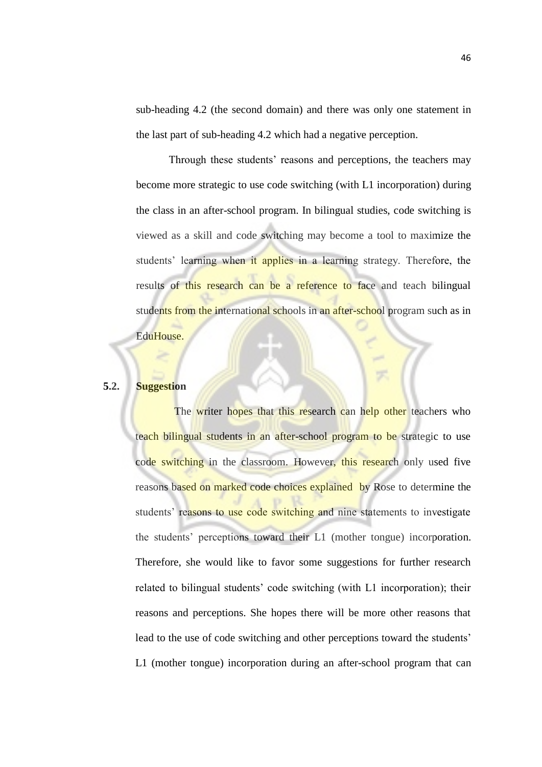sub-heading 4.2 (the second domain) and there was only one statement in the last part of sub-heading 4.2 which had a negative perception.

Through these students' reasons and perceptions, the teachers may become more strategic to use code switching (with L1 incorporation) during the class in an after-school program. In bilingual studies, code switching is viewed as a skill and code switching may become a tool to maximize the students' learning when it applies in a learning strategy. Therefore, the results of this research can be a reference to face and teach bilingual students from the international schools in an after-school program such as in EduHouse.

## 5.2. Suggestion

The writer hopes that this research can help other teachers who teach bilingual students in an after-school program to be strategic to use code switching in the classroom. However, this research only used five reasons based on marked code choices explained by Rose to determine the students' reasons to use code switching and nine statements to investigate the students' perceptions toward their L1 (mother tongue) incorporation. Therefore, she would like to favor some suggestions for further research related to bilingual students' code switching (with L1 incorporation); their reasons and perceptions. She hopes there will be more other reasons that lead to the use of code switching and other perceptions toward the students' L1 (mother tongue) incorporation during an after-school program that can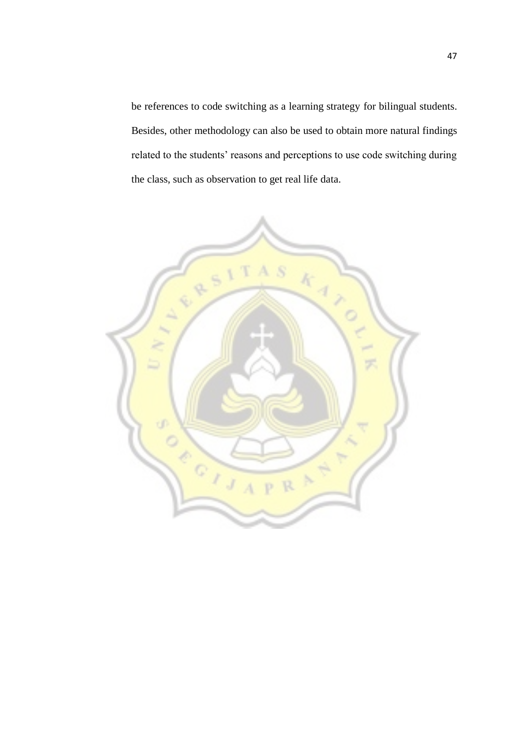be references to code switching as a learning strategy for bilingual students. Besides, other methodology can also be used to obtain more natural findings related to the students' reasons and perceptions to use code switching during the class, such as observation to get real life data.